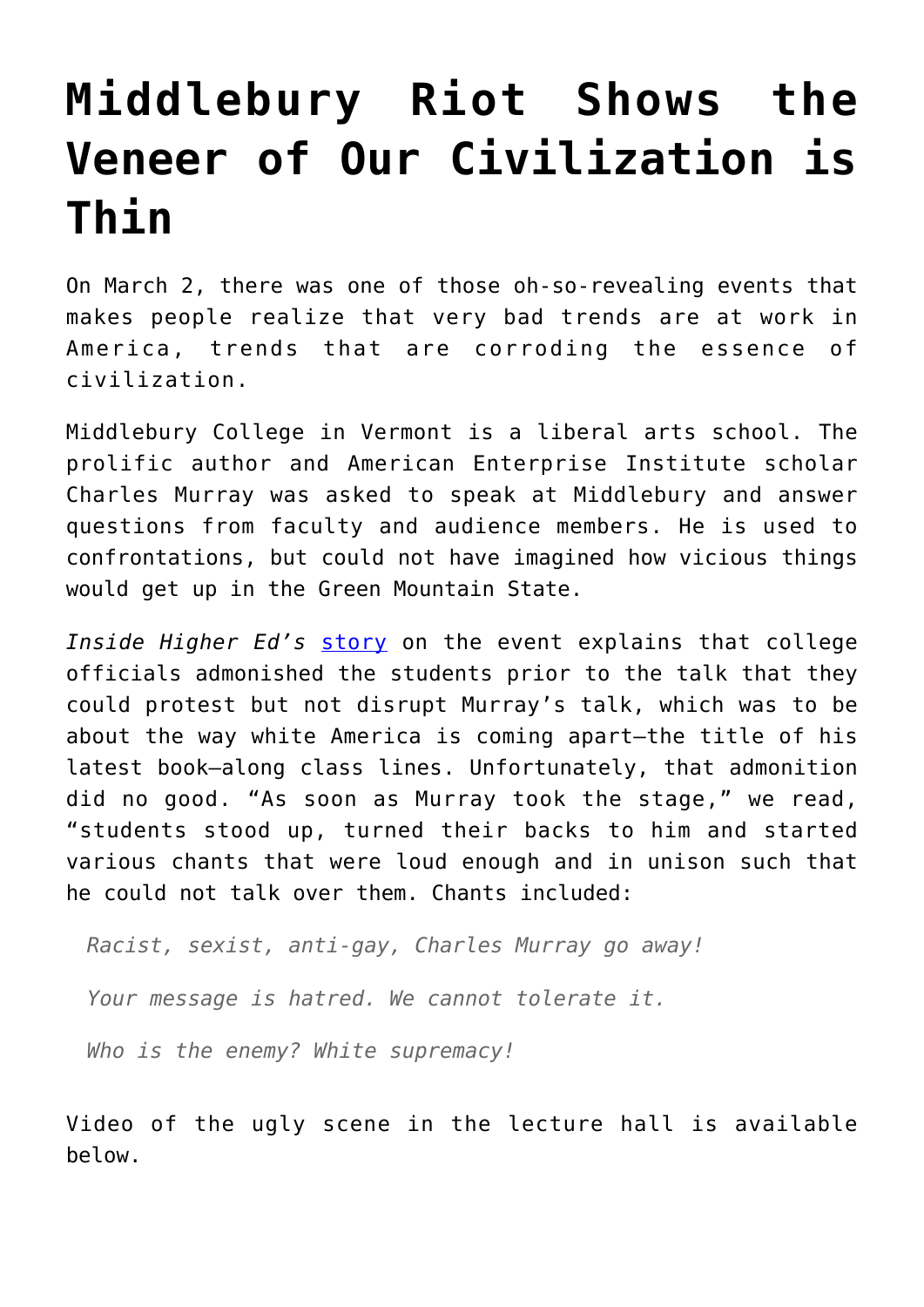# Middlebury Riot Shows the Veneer of Our Civilization is Thin

On March 2, there was one of those oh-so-revealing events that makes people realize that very bad trends are at work in America, trends that are corroding the essence of civilization.

Middlebury College in Vermont is a liberal arts school. The prolific author and American Enterprise Institute scholar Charles Murray was asked to speak at Middlebury and answer questions from faculty and audience members. He is used to confrontations, but could not have imagined how vicious things would get up in the Green Mountain State.

*Inside Higher Ed's* story on the event explains that college officials admonished the students prior to the talk that they could protest but not disrupt Murray's talk, which was to be about the way white America is coming apart—the title of his latest book—along class lines. Unfortunately, that admonition did no good. "As soon as Murray took the stage," we read, "students stood up, turned their backs to him and started various chants that were loud enough and in unison such that he could not talk over them. Chants included:

> *Racist, sexist, anti-gay, Charles Murray go away!*
>
> *Your message is hatred. We cannot tolerate it.*
>
> *Who is the enemy? White supremacy!*

Video of the ugly scene in the lecture hall is available below.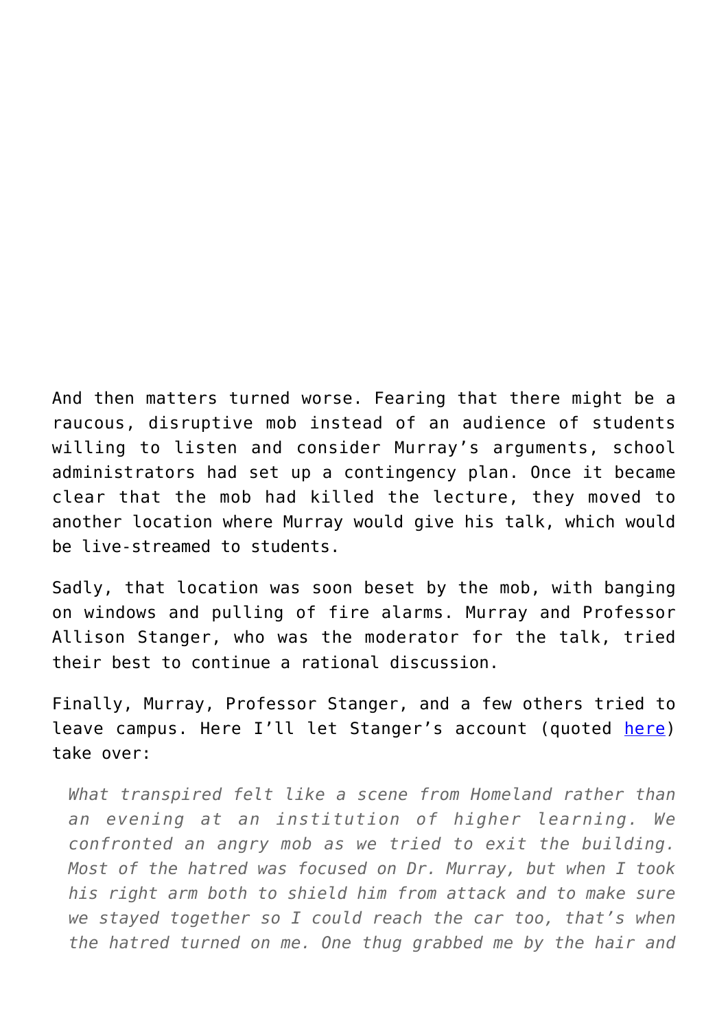And then matters turned worse. Fearing that there might be a raucous, disruptive mob instead of an audience of students willing to listen and consider Murray's arguments, school administrators had set up a contingency plan. Once it became clear that the mob had killed the lecture, they moved to another location where Murray would give his talk, which would be live-streamed to students.

Sadly, that location was soon beset by the mob, with banging on windows and pulling of fire alarms. Murray and Professor Allison Stanger, who was the moderator for the talk, tried their best to continue a rational discussion.

Finally, Murray, Professor Stanger, and a few others tried to leave campus. Here I'll let Stanger's account (quoted here) take over:

> *What transpired felt like a scene from Homeland rather than an evening at an institution of higher learning. We confronted an angry mob as we tried to exit the building. Most of the hatred was focused on Dr. Murray, but when I took his right arm both to shield him from attack and to make sure we stayed together so I could reach the car too, that's when the hatred turned on me. One thug grabbed me by the hair and*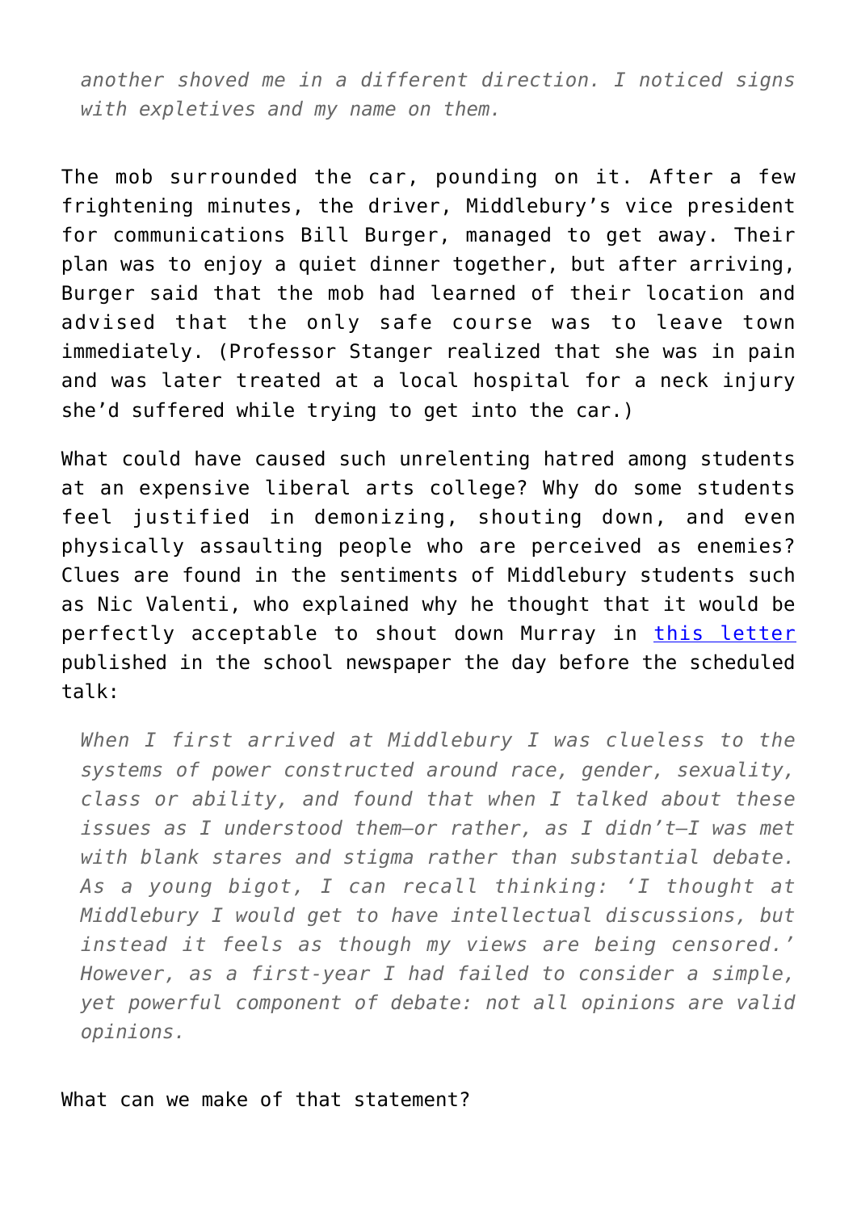> *another shoved me in a different direction. I noticed signs with expletives and my name on them.*

The mob surrounded the car, pounding on it. After a few frightening minutes, the driver, Middlebury's vice president for communications Bill Burger, managed to get away. Their plan was to enjoy a quiet dinner together, but after arriving, Burger said that the mob had learned of their location and advised that the only safe course was to leave town immediately. (Professor Stanger realized that she was in pain and was later treated at a local hospital for a neck injury she'd suffered while trying to get into the car.)

What could have caused such unrelenting hatred among students at an expensive liberal arts college? Why do some students feel justified in demonizing, shouting down, and even physically assaulting people who are perceived as enemies? Clues are found in the sentiments of Middlebury students such as Nic Valenti, who explained why he thought that it would be perfectly acceptable to shout down Murray in [this letter](#) published in the school newspaper the day before the scheduled talk:

> *When I first arrived at Middlebury I was clueless to the systems of power constructed around race, gender, sexuality, class or ability, and found that when I talked about these issues as I understood them—or rather, as I didn't—I was met with blank stares and stigma rather than substantial debate. As a young bigot, I can recall thinking: 'I thought at Middlebury I would get to have intellectual discussions, but instead it feels as though my views are being censored.' However, as a first-year I had failed to consider a simple, yet powerful component of debate: not all opinions are valid opinions.*

What can we make of that statement?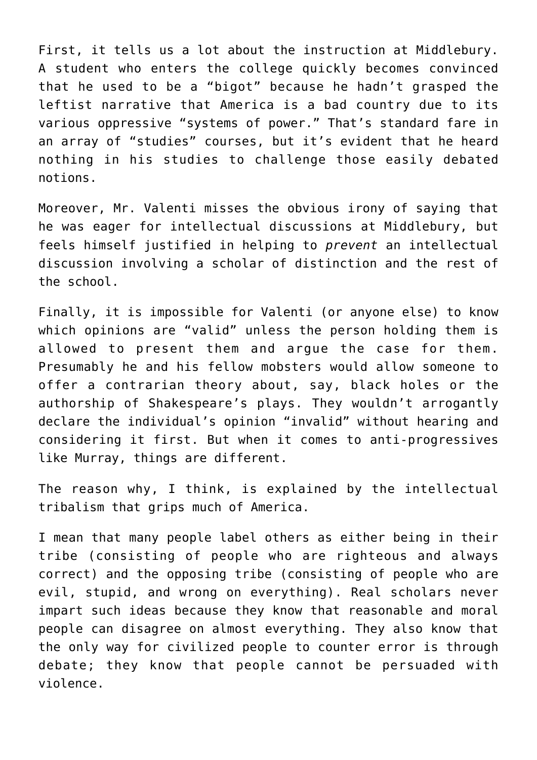First, it tells us a lot about the instruction at Middlebury. A student who enters the college quickly becomes convinced that he used to be a "bigot" because he hadn't grasped the leftist narrative that America is a bad country due to its various oppressive "systems of power." That's standard fare in an array of "studies" courses, but it's evident that he heard nothing in his studies to challenge those easily debated notions.

Moreover, Mr. Valenti misses the obvious irony of saying that he was eager for intellectual discussions at Middlebury, but feels himself justified in helping to *prevent* an intellectual discussion involving a scholar of distinction and the rest of the school.

Finally, it is impossible for Valenti (or anyone else) to know which opinions are "valid" unless the person holding them is allowed to present them and argue the case for them. Presumably he and his fellow mobsters would allow someone to offer a contrarian theory about, say, black holes or the authorship of Shakespeare's plays. They wouldn't arrogantly declare the individual's opinion "invalid" without hearing and considering it first. But when it comes to anti-progressives like Murray, things are different.

The reason why, I think, is explained by the intellectual tribalism that grips much of America.

I mean that many people label others as either being in their tribe (consisting of people who are righteous and always correct) and the opposing tribe (consisting of people who are evil, stupid, and wrong on everything). Real scholars never impart such ideas because they know that reasonable and moral people can disagree on almost everything. They also know that the only way for civilized people to counter error is through debate; they know that people cannot be persuaded with violence.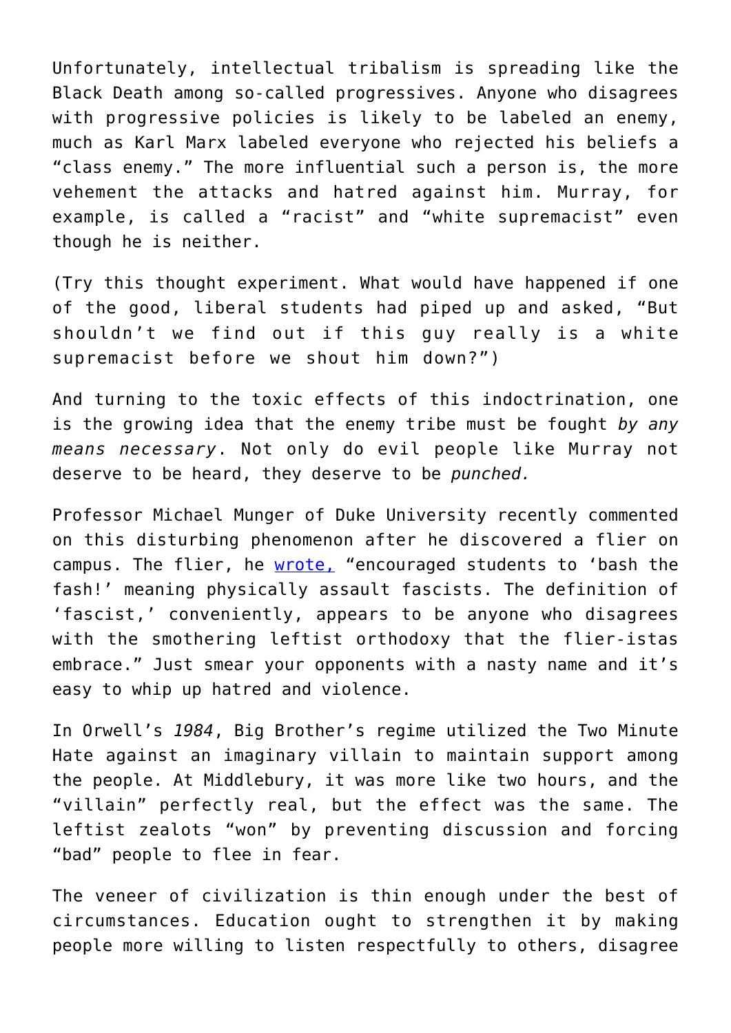Unfortunately, intellectual tribalism is spreading like the Black Death among so-called progressives. Anyone who disagrees with progressive policies is likely to be labeled an enemy, much as Karl Marx labeled everyone who rejected his beliefs a "class enemy." The more influential such a person is, the more vehement the attacks and hatred against him. Murray, for example, is called a "racist" and "white supremacist" even though he is neither.

(Try this thought experiment. What would have happened if one of the good, liberal students had piped up and asked, "But shouldn't we find out if this guy really is a white supremacist before we shout him down?")

And turning to the toxic effects of this indoctrination, one is the growing idea that the enemy tribe must be fought *by any means necessary*. Not only do evil people like Murray not deserve to be heard, they deserve to be *punched.*

Professor Michael Munger of Duke University recently commented on this disturbing phenomenon after he discovered a flier on campus. The flier, he [wrote,] "encouraged students to 'bash the fash!' meaning physically assault fascists. The definition of 'fascist,' conveniently, appears to be anyone who disagrees with the smothering leftist orthodoxy that the flier-istas embrace." Just smear your opponents with a nasty name and it's easy to whip up hatred and violence.

In Orwell's *1984*, Big Brother's regime utilized the Two Minute Hate against an imaginary villain to maintain support among the people. At Middlebury, it was more like two hours, and the "villain" perfectly real, but the effect was the same. The leftist zealots "won" by preventing discussion and forcing "bad" people to flee in fear.

The veneer of civilization is thin enough under the best of circumstances. Education ought to strengthen it by making people more willing to listen respectfully to others, disagree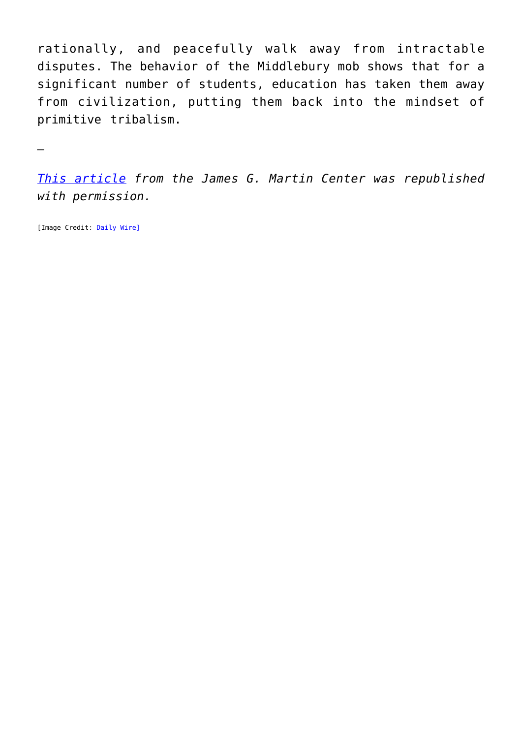rationally, and peacefully walk away from intractable disputes. The behavior of the Middlebury mob shows that for a significant number of students, education has taken them away from civilization, putting them back into the mindset of primitive tribalism.

—

*This article from the James G. Martin Center was republished with permission.*

[Image Credit: Daily Wire]